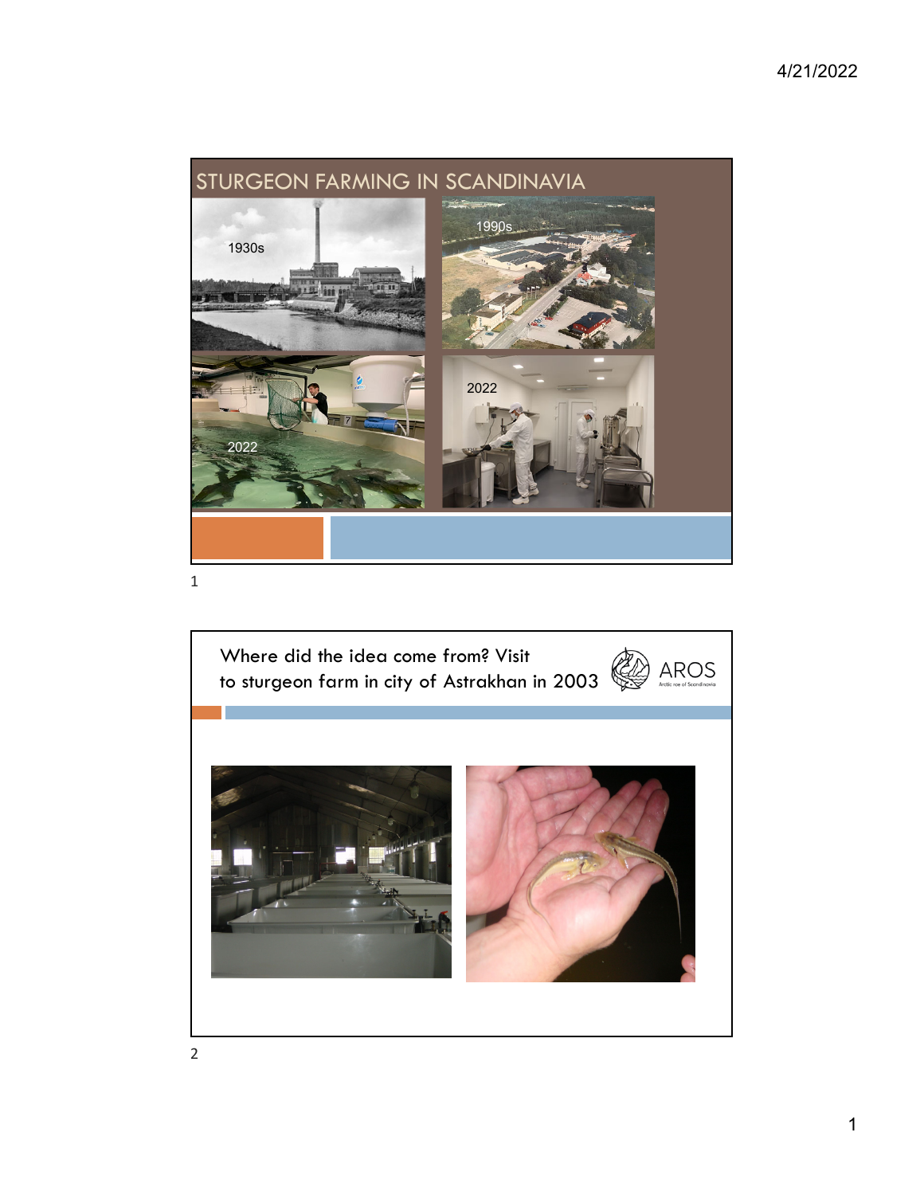# STURGEON FARMING IN SCANDINAVIA

1930s

1990s

2022

2022

# Where did the idea come from? Visit to sturgeon farm in city of Astrakhan in 2003

AROS

Arctic roe of Scandinavia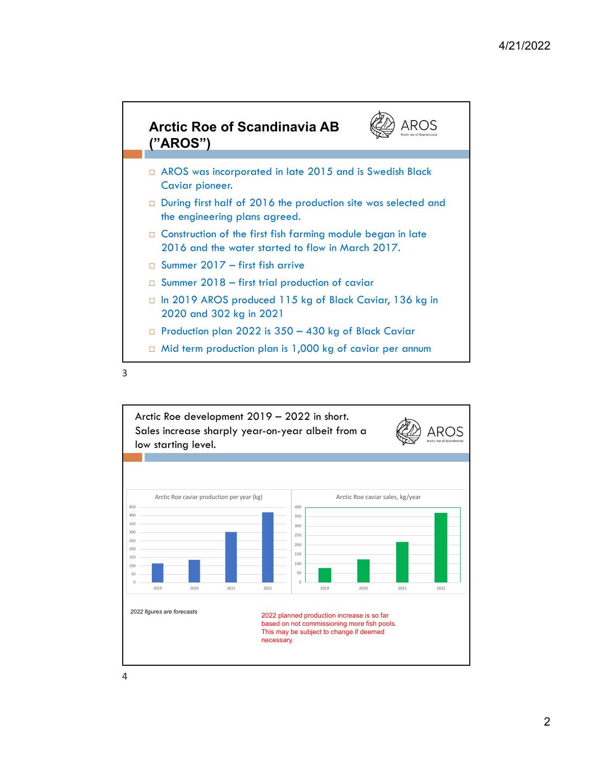## Arctic Roe of Scandinavia AB ("AROS")

AROS
Arctic roe of Scandinavia

- AROS was incorporated in late 2015 and is Swedish Black Caviar pioneer.
- During first half of 2016 the production site was selected and the engineering plans agreed.
- Construction of the first fish farming module began in late 2016 and the water started to flow in March 2017.
- Summer 2017 – first fish arrive
- Summer 2018 – first trial production of caviar
- In 2019 AROS produced 115 kg of Black Caviar, 136 kg in 2020 and 302 kg in 2021
- Production plan 2022 is 350 – 430 kg of Black Caviar
- Mid term production plan is 1,000 kg of caviar per annum

## Arctic Roe development 2019 – 2022 in short. Sales increase sharply year-on-year albeit from a low starting level.

AROS
Arctic roe of Scandinavia

Arctic Roe caviar production per year (kg)

Arctic Roe caviar sales, kg/year

*2022 figures are forecasts*

2022 planned production increase is so far based on not commissioning more fish pools. This may be subject to change if deemed necessary.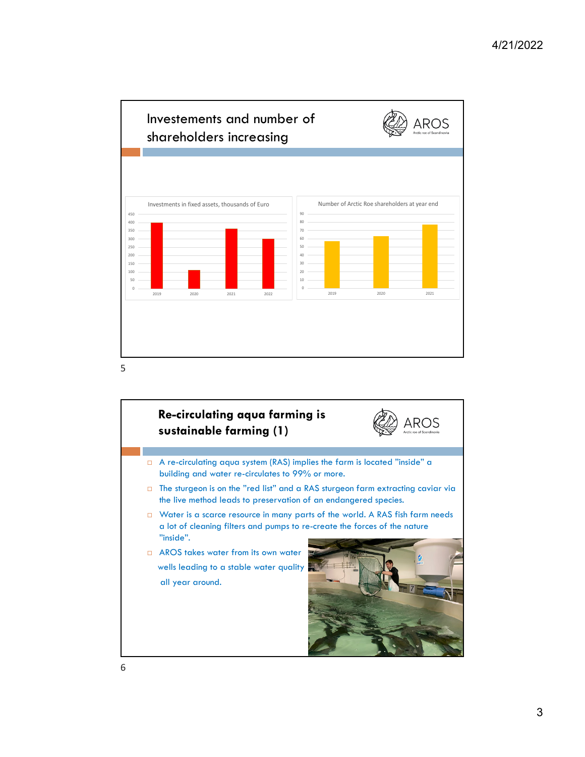## Investements and number of shareholders increasing

AROS
Arctic roe of Scandinavia

Investments in fixed assets, thousands of Euro

| Year | Value |
|---|---|
| 2019 | 400 |
| 2020 | 110 |
| 2021 | 360 |
| 2022 | 300 |

Number of Arctic Roe shareholders at year end

| Year | Value |
|---|---|
| 2019 | 57 |
| 2020 | 63 |
| 2021 | 78 |

## Re-circulating aqua farming is sustainable farming (1)

AROS
Arctic roe of Scandinavia

- A re-circulating aqua system (RAS) implies the farm is located "inside" a building and water re-circulates to 99% or more.
- The sturgeon is on the "red list" and a RAS sturgeon farm extracting caviar via the live method leads to preservation of an endangered species.
- Water is a scarce resource in many parts of the world. A RAS fish farm needs a lot of cleaning filters and pumps to re-create the forces of the nature "inside".
- AROS takes water from its own water wells leading to a stable water quality all year around.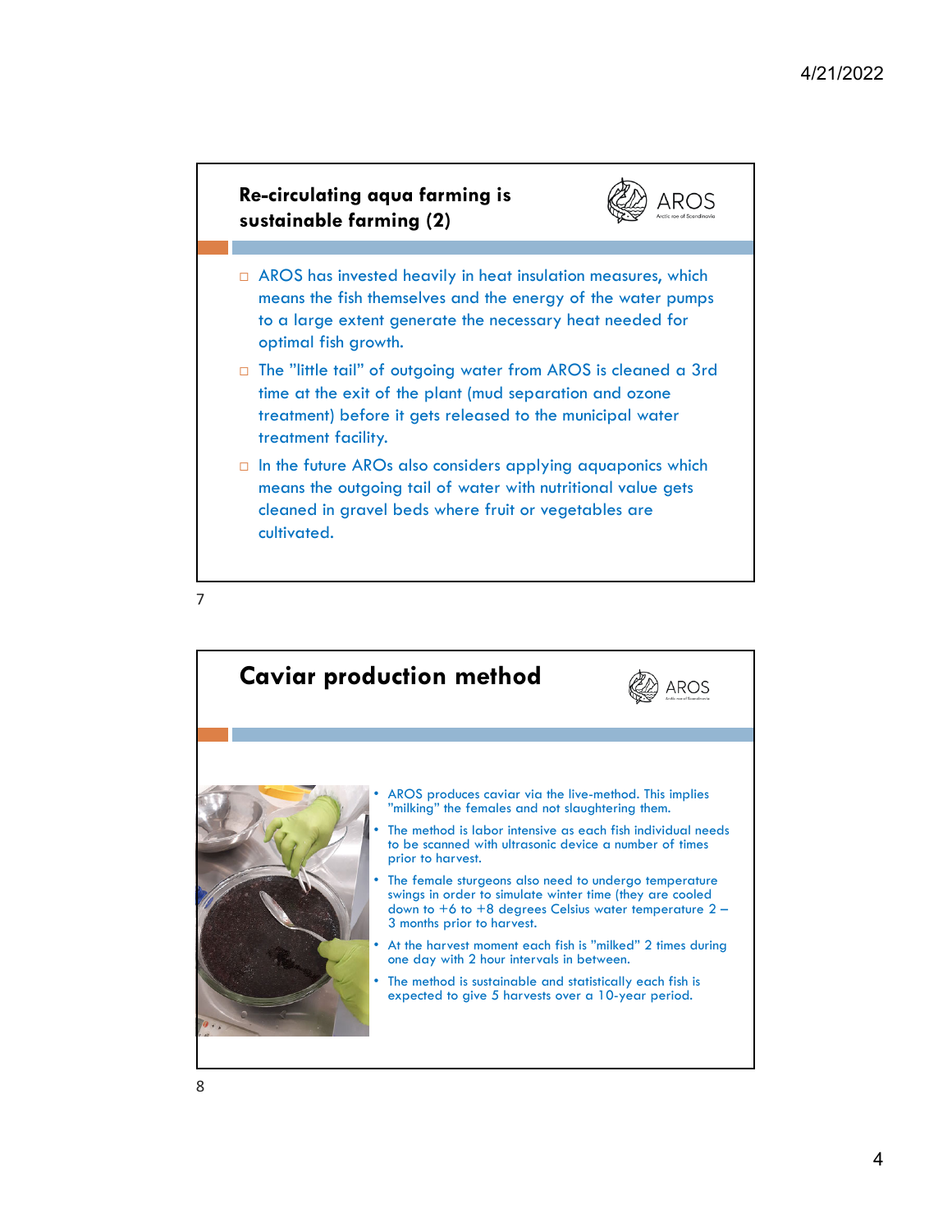## Re-circulating aqua farming is sustainable farming (2)

- AROS has invested heavily in heat insulation measures, which means the fish themselves and the energy of the water pumps to a large extent generate the necessary heat needed for optimal fish growth.
- The ”little tail” of outgoing water from AROS is cleaned a 3rd time at the exit of the plant (mud separation and ozone treatment) before it gets released to the municipal water treatment facility.
- In the future AROs also considers applying aquaponics which means the outgoing tail of water with nutritional value gets cleaned in gravel beds where fruit or vegetables are cultivated.

## Caviar production method

- AROS produces caviar via the live-method. This implies ”milking” the females and not slaughtering them.
- The method is labor intensive as each fish individual needs to be scanned with ultrasonic device a number of times prior to harvest.
- The female sturgeons also need to undergo temperature swings in order to simulate winter time (they are cooled down to +6 to +8 degrees Celsius water temperature 2 – 3 months prior to harvest.
- At the harvest moment each fish is ”milked” 2 times during one day with 2 hour intervals in between.
- The method is sustainable and statistically each fish is expected to give 5 harvests over a 10-year period.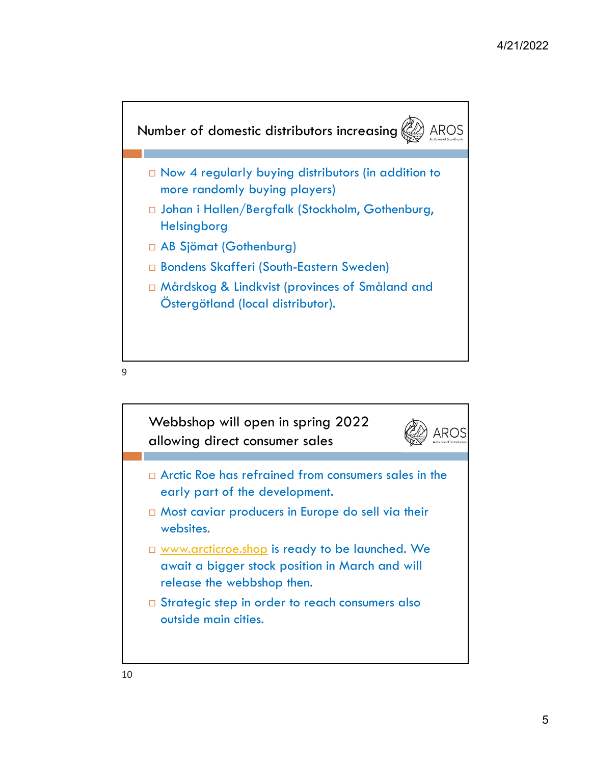## Number of domestic distributors increasing

- Now 4 regularly buying distributors (in addition to more randomly buying players)
- Johan i Hallen/Bergfalk (Stockholm, Gothenburg, Helsingborg
- AB Sjömat (Gothenburg)
- Bondens Skafferi (South-Eastern Sweden)
- Mårdskog & Lindkvist (provinces of Småland and Östergötland (local distributor).

## Webbshop will open in spring 2022 allowing direct consumer sales

- Arctic Roe has refrained from consumers sales in the early part of the development.
- Most caviar producers in Europe do sell via their websites.
- www.arcticroe.shop is ready to be launched. We await a bigger stock position in March and will release the webbshop then.
- Strategic step in order to reach consumers also outside main cities.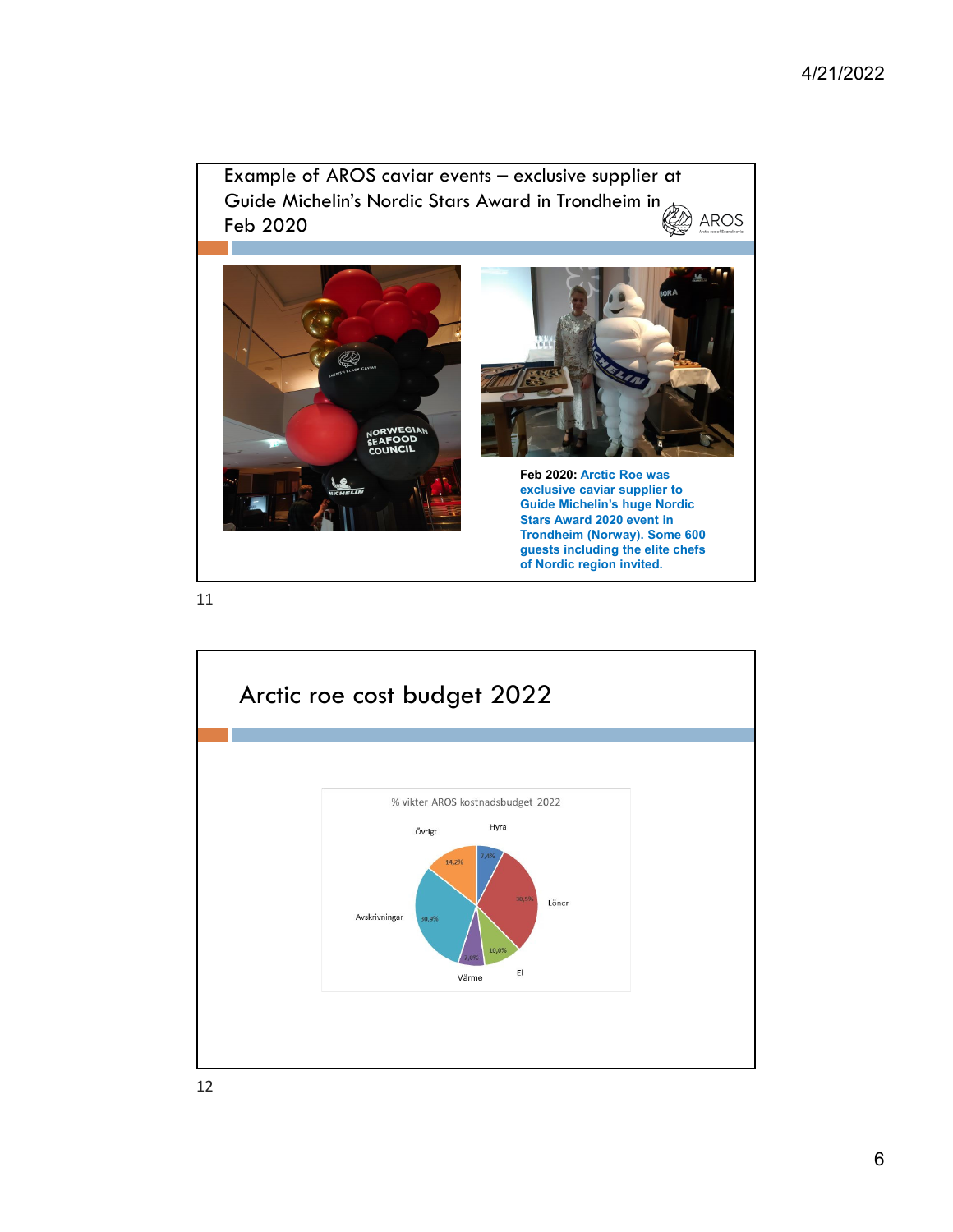## Example of AROS caviar events – exclusive supplier at Guide Michelin's Nordic Stars Award in Trondheim in Feb 2020

AROS

**Feb 2020:** **Arctic Roe was exclusive caviar supplier to Guide Michelin's huge Nordic Stars Award 2020 event in Trondheim (Norway). Some 600 guests including the elite chefs of Nordic region invited.**

## Arctic roe cost budget 2022

% vikter AROS kostnadsbudget 2022

| Kategori | % |
|---|---|
| Hyra | 7,4% |
| Löner | 30,5% |
| El | 10,0% |
| Värme | 7,0% |
| Avskrivningar | 30,9% |
| Övrigt | 14,2% |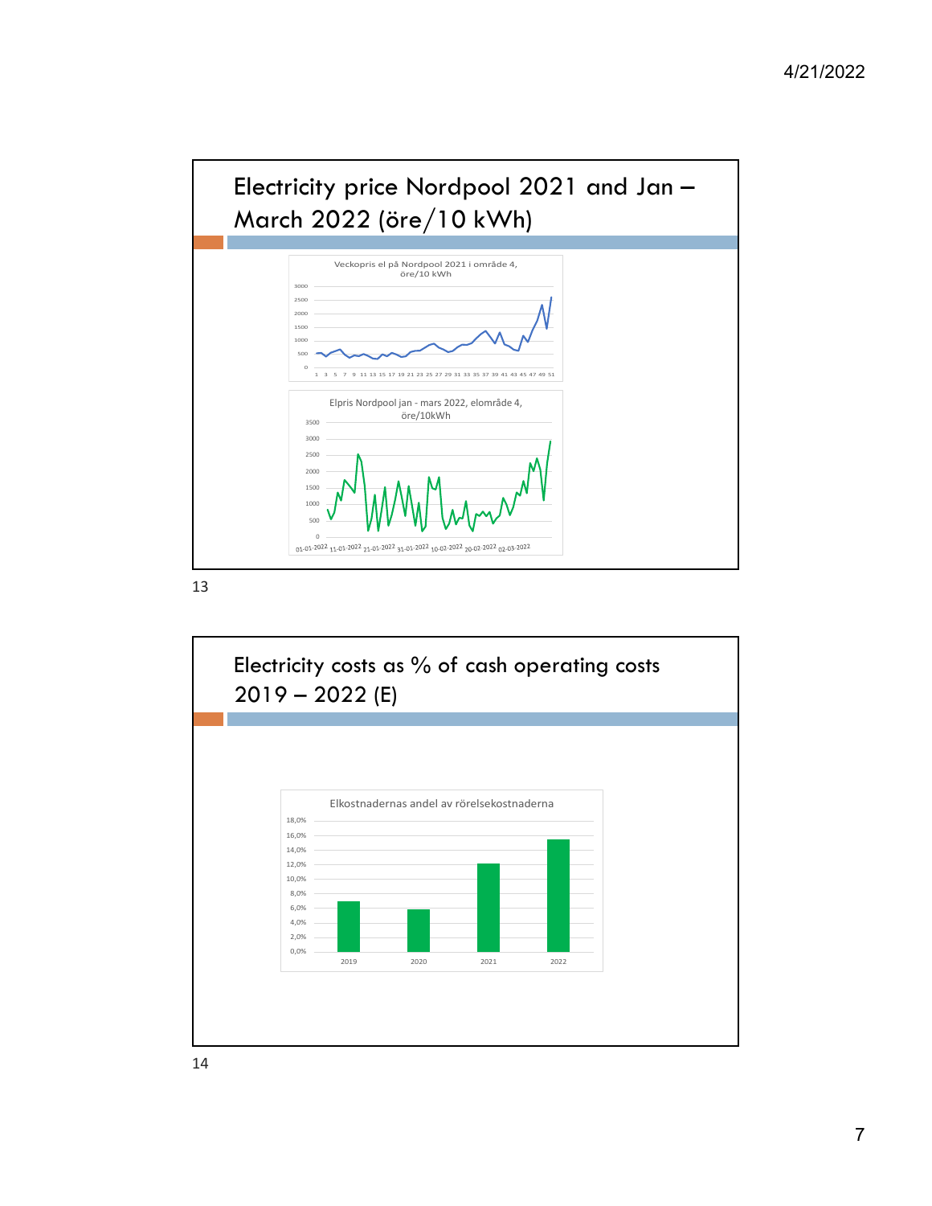## Electricity price Nordpool 2021 and Jan – March 2022 (öre/10 kWh)

Veckopris el på Nordpool 2021 i område 4, öre/10 kWh

Elpris Nordpool jan - mars 2022, elområde 4, öre/10kWh

## Electricity costs as % of cash operating costs 2019 – 2022 (E)

Elkostnadernas andel av rörelsekostnaderna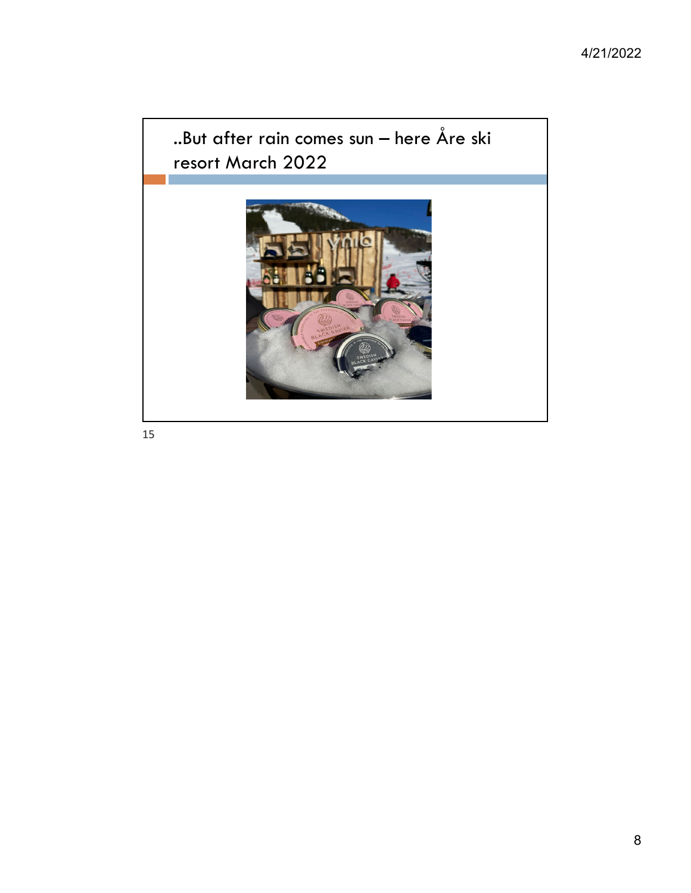## ..But after rain comes sun – here Åre ski resort March 2022